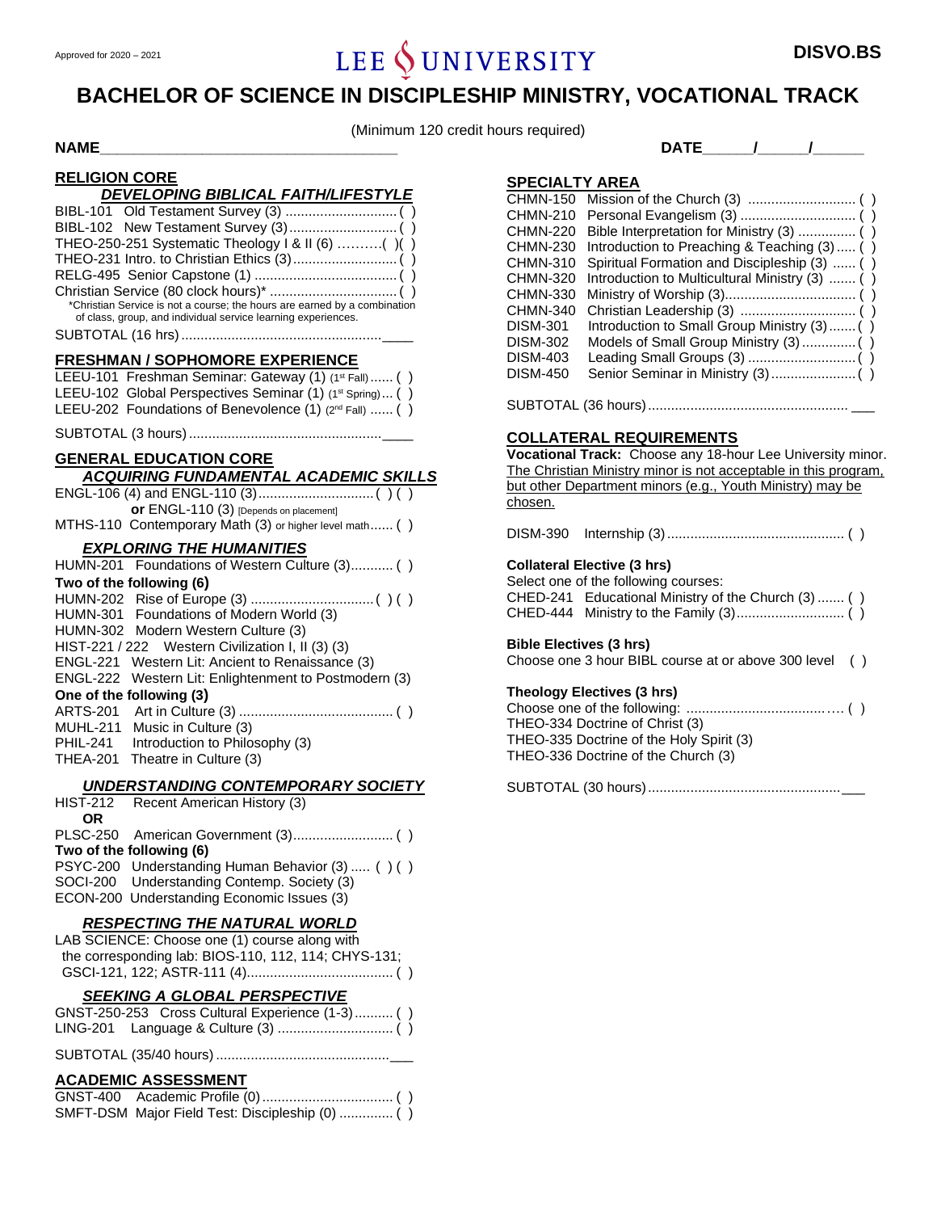Approved for 2020 – 2021

LEE UNIVERSITY

**DISVO.BS**

# BACHELOR OF SCIENCE IN DISCIPLESHIP MINISTRY, VOCATIONAL TRACK

(Minimum 120 credit hours required)

**NAME**___________________________________ **DATE**_____/_____/_____

## RELIGION CORE

### *DEVELOPING BIBLICAL FAITH/LIFESTYLE*

BIBL-101 Old Testament Survey (3) ............................. ( )
BIBL-102 New Testament Survey (3)............................ ( )
THEO-250-251 Systematic Theology I & II (6) ..........( )( )
THEO-231 Intro. to Christian Ethics (3)........................... ( )
RELG-495 Senior Capstone (1) ..................................... ( )
Christian Service (80 clock hours)* ................................. ( )

*Christian Service is not a course; the hours are earned by a combination of class, group, and individual service learning experiences.

SUBTOTAL (16 hrs) .....................................................____

## FRESHMAN / SOPHOMORE EXPERIENCE

LEEU-101 Freshman Seminar: Gateway (1) (1st Fall) ...... ( )
LEEU-102 Global Perspectives Seminar (1) (1st Spring)... ( )
LEEU-202 Foundations of Benevolence (1) (2nd Fall) ...... ( )

SUBTOTAL (3 hours) ..................................................____

## GENERAL EDUCATION CORE

### *ACQUIRING FUNDAMENTAL ACADEMIC SKILLS*

ENGL-106 (4) and ENGL-110 (3).............................. ( ) ( )
**or** ENGL-110 (3) [Depends on placement]
MTHS-110 Contemporary Math (3) or higher level math...... ( )

### *EXPLORING THE HUMANITIES*

HUMN-201 Foundations of Western Culture (3)........... ( )

**Two of the following (6)**

HUMN-202 Rise of Europe (3) ................................ ( ) ( )
HUMN-301 Foundations of Modern World (3)
HUMN-302 Modern Western Culture (3)
HIST-221 / 222 Western Civilization I, II (3) (3)
ENGL-221 Western Lit: Ancient to Renaissance (3)
ENGL-222 Western Lit: Enlightenment to Postmodern (3)

**One of the following (3)**

ARTS-201 Art in Culture (3) ........................................ ( )
MUHL-211 Music in Culture (3)
PHIL-241 Introduction to Philosophy (3)
THEA-201 Theatre in Culture (3)

### *UNDERSTANDING CONTEMPORARY SOCIETY*

HIST-212 Recent American History (3)
**OR**
PLSC-250 American Government (3).......................... ( )

**Two of the following (6)**

PSYC-200 Understanding Human Behavior (3) ..... ( ) ( )
SOCI-200 Understanding Contemp. Society (3)
ECON-200 Understanding Economic Issues (3)

### *RESPECTING THE NATURAL WORLD*

LAB SCIENCE: Choose one (1) course along with the corresponding lab: BIOS-110, 112, 114; CHYS-131; GSCI-121, 122; ASTR-111 (4)...................................... ( )

### *SEEKING A GLOBAL PERSPECTIVE*

GNST-250-253 Cross Cultural Experience (1-3).......... ( )
LING-201 Language & Culture (3) ............................. ( )

SUBTOTAL (35/40 hours) .............................................___

## ACADEMIC ASSESSMENT

GNST-400 Academic Profile (0).................................. ( )
SMFT-DSM Major Field Test: Discipleship (0) .............. ( )

## SPECIALTY AREA

CHMN-150 Mission of the Church (3) ............................ ( )
CHMN-210 Personal Evangelism (3) .............................. ( )
CHMN-220 Bible Interpretation for Ministry (3) ............... ( )
CHMN-230 Introduction to Preaching & Teaching (3)..... ( )
CHMN-310 Spiritual Formation and Discipleship (3) ...... ( )
CHMN-320 Introduction to Multicultural Ministry (3) ....... ( )
CHMN-330 Ministry of Worship (3)................................. ( )
CHMN-340 Christian Leadership (3) .............................. ( )
DISM-301 Introduction to Small Group Ministry (3)....... ( )
DISM-302 Models of Small Group Ministry (3).............. ( )
DISM-403 Leading Small Groups (3) ............................ ( )
DISM-450 Senior Seminar in Ministry (3)...................... ( )

SUBTOTAL (36 hours).................................................... ___

## COLLATERAL REQUIREMENTS

**Vocational Track:** Choose any 18-hour Lee University minor. The Christian Ministry minor is not acceptable in this program, but other Department minors (e.g., Youth Ministry) may be chosen.

DISM-390 Internship (3).............................................. ( )

**Collateral Elective (3 hrs)**

Select one of the following courses:
CHED-241 Educational Ministry of the Church (3) ....... ( )
CHED-444 Ministry to the Family (3)............................ ( )

**Bible Electives (3 hrs)**

Choose one 3 hour BIBL course at or above 300 level ( )

**Theology Electives (3 hrs)**

Choose one of the following: ..................................... ( )
THEO-334 Doctrine of Christ (3)
THEO-335 Doctrine of the Holy Spirit (3)
THEO-336 Doctrine of the Church (3)

SUBTOTAL (30 hours)..................................................___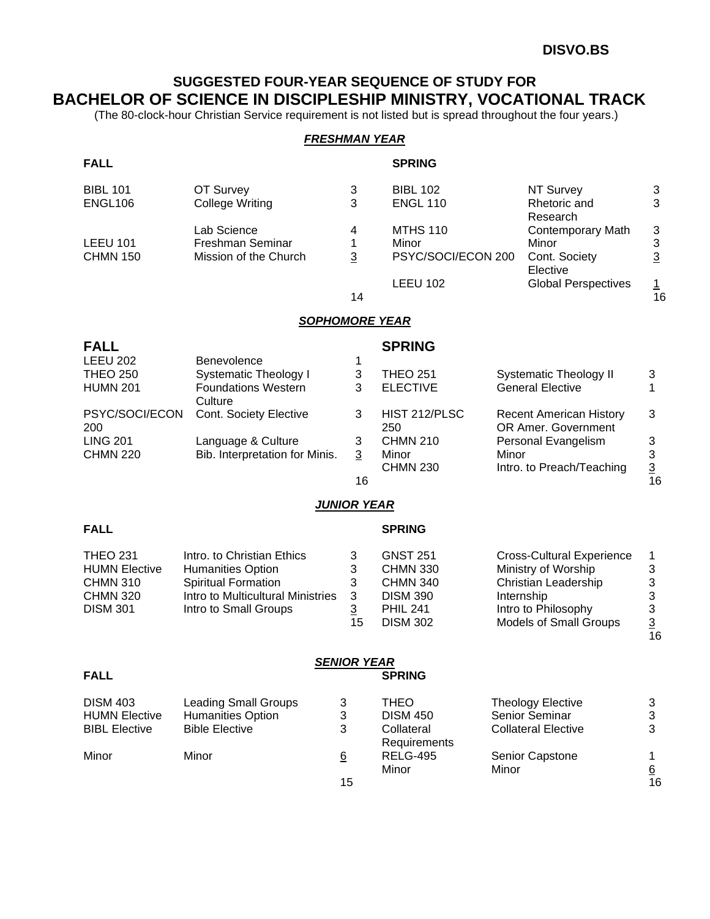DISVO.BS

## SUGGESTED FOUR-YEAR SEQUENCE OF STUDY FOR

# BACHELOR OF SCIENCE IN DISCIPLESHIP MINISTRY, VOCATIONAL TRACK

(The 80-clock-hour Christian Service requirement is not listed but is spread throughout the four years.)

### *FRESHMAN YEAR*

| FALL | | | SPRING | | |
|---|---|---|---|---|---|
| BIBL 101 | OT Survey | 3 | BIBL 102 | NT Survey | 3 |
| ENGL106 | College Writing | 3 | ENGL 110 | Rhetoric and Research | 3 |
| | Lab Science | 4 | MTHS 110 | Contemporary Math | 3 |
| LEEU 101 | Freshman Seminar | 1 | Minor | Minor | 3 |
| CHMN 150 | Mission of the Church | 3 | PSYC/SOCI/ECON 200 | Cont. Society Elective | 3 |
| | | | LEEU 102 | Global Perspectives | 1 |
| | | 14 | | | 16 |

### *SOPHOMORE YEAR*

| FALL | | | SPRING | | |
|---|---|---|---|---|---|
| LEEU 202 | Benevolence | 1 | | | |
| THEO 250 | Systematic Theology I | 3 | THEO 251 | Systematic Theology II | 3 |
| HUMN 201 | Foundations Western Culture | 3 | ELECTIVE | General Elective | 1 |
| PSYC/SOCI/ECON 200 | Cont. Society Elective | 3 | HIST 212/PLSC 250 | Recent American History OR Amer. Government | 3 |
| LING 201 | Language & Culture | 3 | CHMN 210 | Personal Evangelism | 3 |
| CHMN 220 | Bib. Interpretation for Minis. | 3 | Minor | Minor | 3 |
| | | | CHMN 230 | Intro. to Preach/Teaching | 3 |
| | | 16 | | | 16 |

### *JUNIOR YEAR*

| FALL | | | SPRING | | |
|---|---|---|---|---|---|
| THEO 231 | Intro. to Christian Ethics | 3 | GNST 251 | Cross-Cultural Experience | 1 |
| HUMN Elective | Humanities Option | 3 | CHMN 330 | Ministry of Worship | 3 |
| CHMN 310 | Spiritual Formation | 3 | CHMN 340 | Christian Leadership | 3 |
| CHMN 320 | Intro to Multicultural Ministries | 3 | DISM 390 | Internship | 3 |
| DISM 301 | Intro to Small Groups | 3 | PHIL 241 | Intro to Philosophy | 3 |
| | | 15 | DISM 302 | Models of Small Groups | 3 |
| | | | | | 16 |

### *SENIOR YEAR*

| FALL | | | SPRING | | |
|---|---|---|---|---|---|
| DISM 403 | Leading Small Groups | 3 | THEO | Theology Elective | 3 |
| HUMN Elective | Humanities Option | 3 | DISM 450 | Senior Seminar | 3 |
| BIBL Elective | Bible Elective | 3 | Collateral Requirements | Collateral Elective | 3 |
| Minor | Minor | 6 | RELG-495 | Senior Capstone | 1 |
| | | | Minor | Minor | 6 |
| | | 15 | | | 16 |